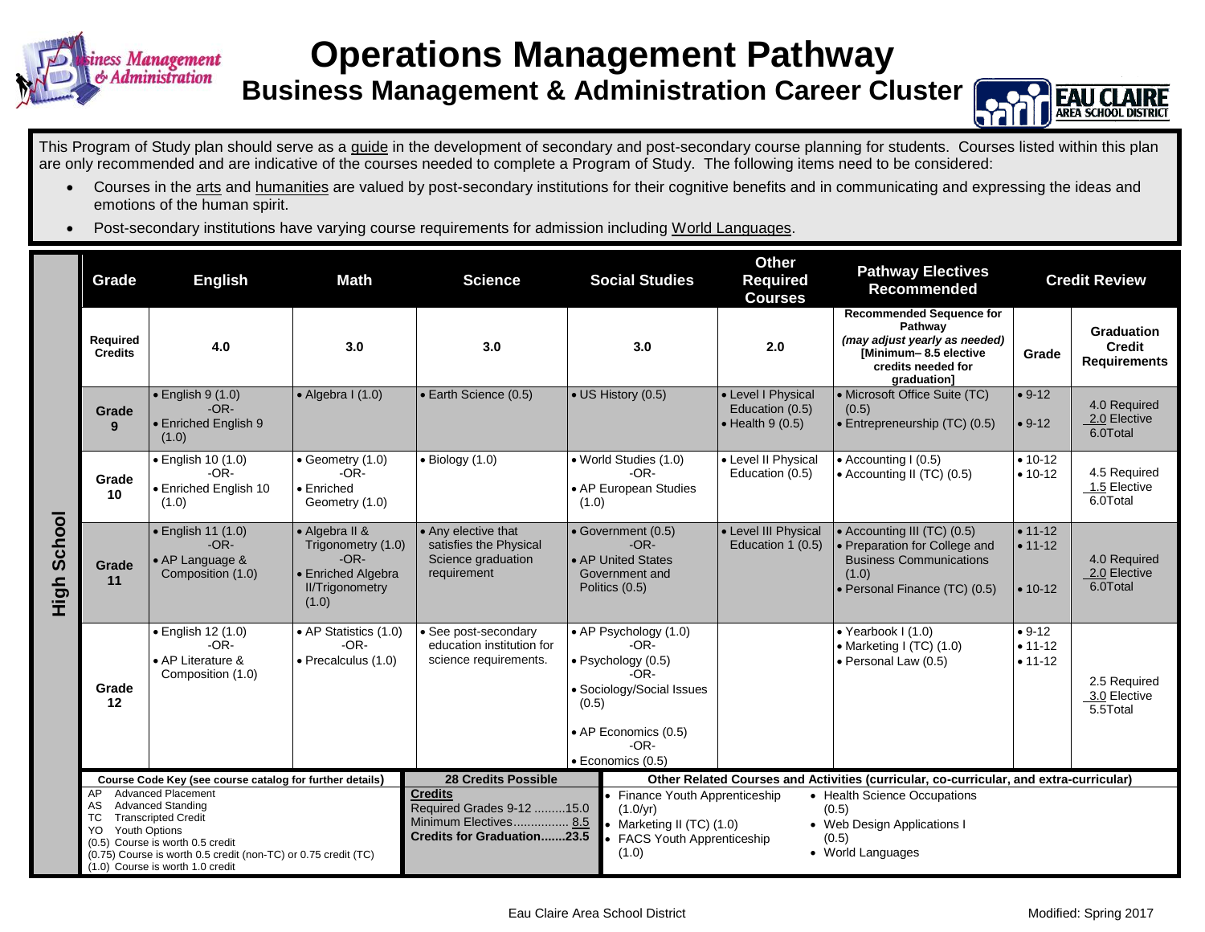# Operations Management Pathway

## Business Management & Administration Career Cluster

This Program of Study plan should serve as a guide in the development of secondary and post-secondary course planning for students. Courses listed within this plan are only recommended and are indicative of the courses needed to complete a Program of Study. The following items need to be considered:

- Courses in the arts and humanities are valued by post-secondary institutions for their cognitive benefits and in communicating and expressing the ideas and emotions of the human spirit.
- Post-secondary institutions have varying course requirements for admission including World Languages.

| | Grade | English | Math | Science | Social Studies | Other Required Courses | Pathway Electives Recommended | Credit Review: Grade | Credit Review: Graduation Credit Requirements |
|---|---|---|---|---|---|---|---|---|---|
| High School | Required Credits | 4.0 | 3.0 | 3.0 | 3.0 | 2.0 | Recommended Sequence for Pathway *(may adjust yearly as needed)* [Minimum– 8.5 elective credits needed for graduation] | Grade | Graduation Credit Requirements |
| | Grade 9 | • English 9 (1.0) -OR- • Enriched English 9 (1.0) | • Algebra I (1.0) | • Earth Science (0.5) | • US History (0.5) | • Level I Physical Education (0.5) • Health 9 (0.5) | • Microsoft Office Suite (TC) (0.5) • Entrepreneurship (TC) (0.5) | • 9-12 • 9-12 | 4.0 Required 2.0 Elective 6.0Total |
| | Grade 10 | • English 10 (1.0) -OR- • Enriched English 10 (1.0) | • Geometry (1.0) -OR- • Enriched Geometry (1.0) | • Biology (1.0) | • World Studies (1.0) -OR- • AP European Studies (1.0) | • Level II Physical Education (0.5) | • Accounting I (0.5) • Accounting II (TC) (0.5) | • 10-12 • 10-12 | 4.5 Required 1.5 Elective 6.0Total |
| | Grade 11 | • English 11 (1.0) -OR- • AP Language & Composition (1.0) | • Algebra II & Trigonometry (1.0) -OR- • Enriched Algebra II/Trigonometry (1.0) | • Any elective that satisfies the Physical Science graduation requirement | • Government (0.5) -OR- • AP United States Government and Politics (0.5) | • Level III Physical Education 1 (0.5) | • Accounting III (TC) (0.5) • Preparation for College and Business Communications (1.0) • Personal Finance (TC) (0.5) | • 11-12 • 11-12 • 10-12 | 4.0 Required 2.0 Elective 6.0Total |
| | Grade 12 | • English 12 (1.0) -OR- • AP Literature & Composition (1.0) | • AP Statistics (1.0) -OR- • Precalculus (1.0) | • See post-secondary education institution for science requirements. | • AP Psychology (1.0) -OR- • Psychology (0.5) -OR- • Sociology/Social Issues (0.5) • AP Economics (0.5) -OR- • Economics (0.5) | | • Yearbook I (1.0) • Marketing I (TC) (1.0) • Personal Law (0.5) | • 9-12 • 11-12 • 11-12 | 2.5 Required 3.0 Elective 5.5Total |

**Course Code Key (see course catalog for further details)**

- AP Advanced Placement
- AS Advanced Standing
- TC Transcripted Credit
- YO Youth Options
- (0.5) Course is worth 0.5 credit
- (0.75) Course is worth 0.5 credit (non-TC) or 0.75 credit (TC)
- (1.0) Course is worth 1.0 credit

**28 Credits Possible**

**Credits**
Required Grades 9-12 .........15.0
Minimum Electives................ 8.5
**Credits for Graduation.......23.5**

**Other Related Courses and Activities (curricular, co-curricular, and extra-curricular)**

- Finance Youth Apprenticeship (1.0/yr)
- Marketing II (TC) (1.0)
- FACS Youth Apprenticeship (1.0)
- Health Science Occupations (0.5)
- Web Design Applications I (0.5)
- World Languages

Eau Claire Area School District

Modified: Spring 2017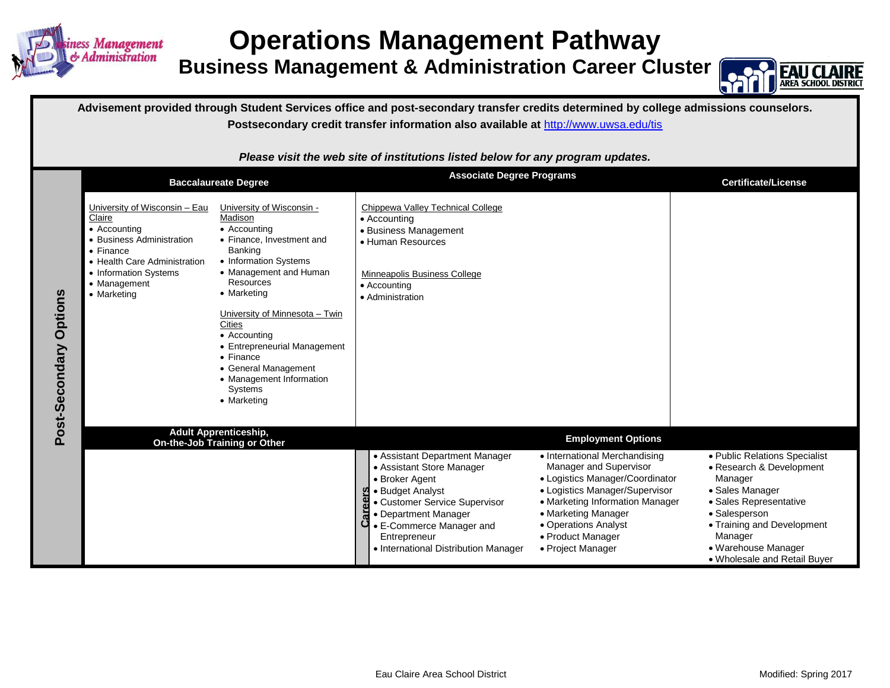# Operations Management Pathway

## Business Management & Administration Career Cluster

**Advisement provided through Student Services office and post-secondary transfer credits determined by college admissions counselors.**

**Postsecondary credit transfer information also available at http://www.uwsa.edu/tis**

***Please visit the web site of institutions listed below for any program updates.***

## Post-Secondary Options

| Baccalaureate Degree | | Associate Degree Programs | Certificate/License |
|---|---|---|---|
| University of Wisconsin – Eau Claire<br>• Accounting<br>• Business Administration<br>• Finance<br>• Health Care Administration<br>• Information Systems<br>• Management<br>• Marketing | University of Wisconsin - Madison<br>• Accounting<br>• Finance, Investment and Banking<br>• Information Systems<br>• Management and Human Resources<br>• Marketing<br><br>University of Minnesota – Twin Cities<br>• Accounting<br>• Entrepreneurial Management<br>• Finance<br>• General Management<br>• Management Information Systems<br>• Marketing | Chippewa Valley Technical College<br>• Accounting<br>• Business Management<br>• Human Resources<br><br>Minneapolis Business College<br>• Accounting<br>• Administration | |

| Adult Apprenticeship, On-the-Job Training or Other | Employment Options | | |
|---|---|---|---|
| | **Careers**<br>• Assistant Department Manager<br>• Assistant Store Manager<br>• Broker Agent<br>• Budget Analyst<br>• Customer Service Supervisor<br>• Department Manager<br>• E-Commerce Manager and Entrepreneur<br>• International Distribution Manager | • International Merchandising Manager and Supervisor<br>• Logistics Manager/Coordinator<br>• Logistics Manager/Supervisor<br>• Marketing Information Manager<br>• Marketing Manager<br>• Operations Analyst<br>• Product Manager<br>• Project Manager | • Public Relations Specialist<br>• Research & Development Manager<br>• Sales Manager<br>• Sales Representative<br>• Salesperson<br>• Training and Development Manager<br>• Warehouse Manager<br>• Wholesale and Retail Buyer |

Eau Claire Area School District

Modified: Spring 2017